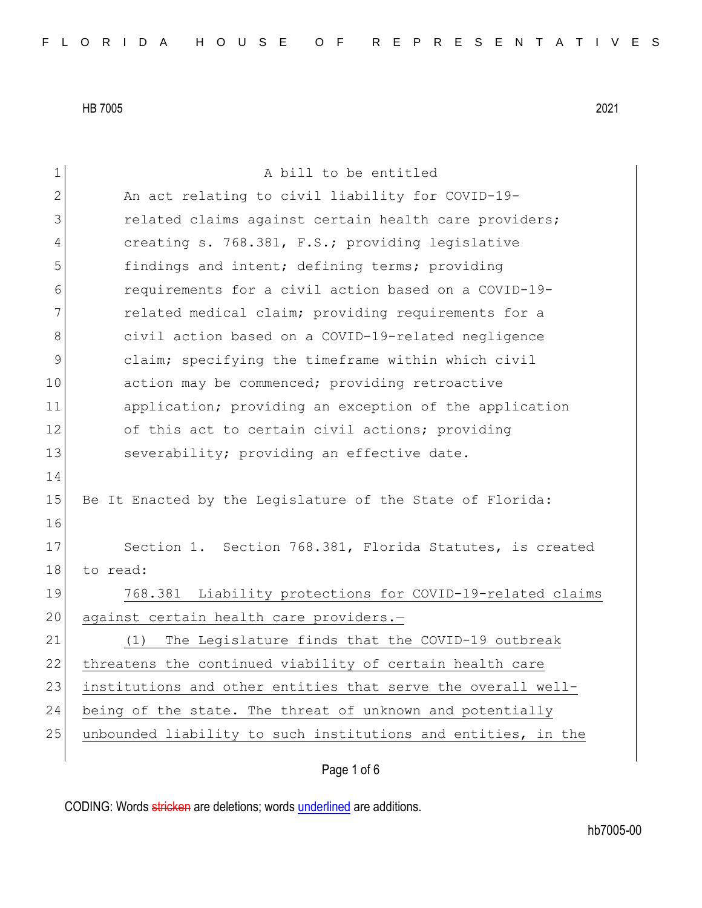HB 7005 2021

A bill to be entitled

An act relating to civil liability for COVID-19-related claims against certain health care providers; creating s. 768.381, F.S.; providing legislative findings and intent; defining terms; providing requirements for a civil action based on a COVID-19-related medical claim; providing requirements for a civil action based on a COVID-19-related negligence claim; specifying the timeframe within which civil action may be commenced; providing retroactive application; providing an exception of the application of this act to certain civil actions; providing severability; providing an effective date.

Be It Enacted by the Legislature of the State of Florida:

Section 1. Section 768.381, Florida Statutes, is created to read:

768.381 Liability protections for COVID-19-related claims against certain health care providers.—

(1) The Legislature finds that the COVID-19 outbreak threatens the continued viability of certain health care institutions and other entities that serve the overall well-being of the state. The threat of unknown and potentially unbounded liability to such institutions and entities, in the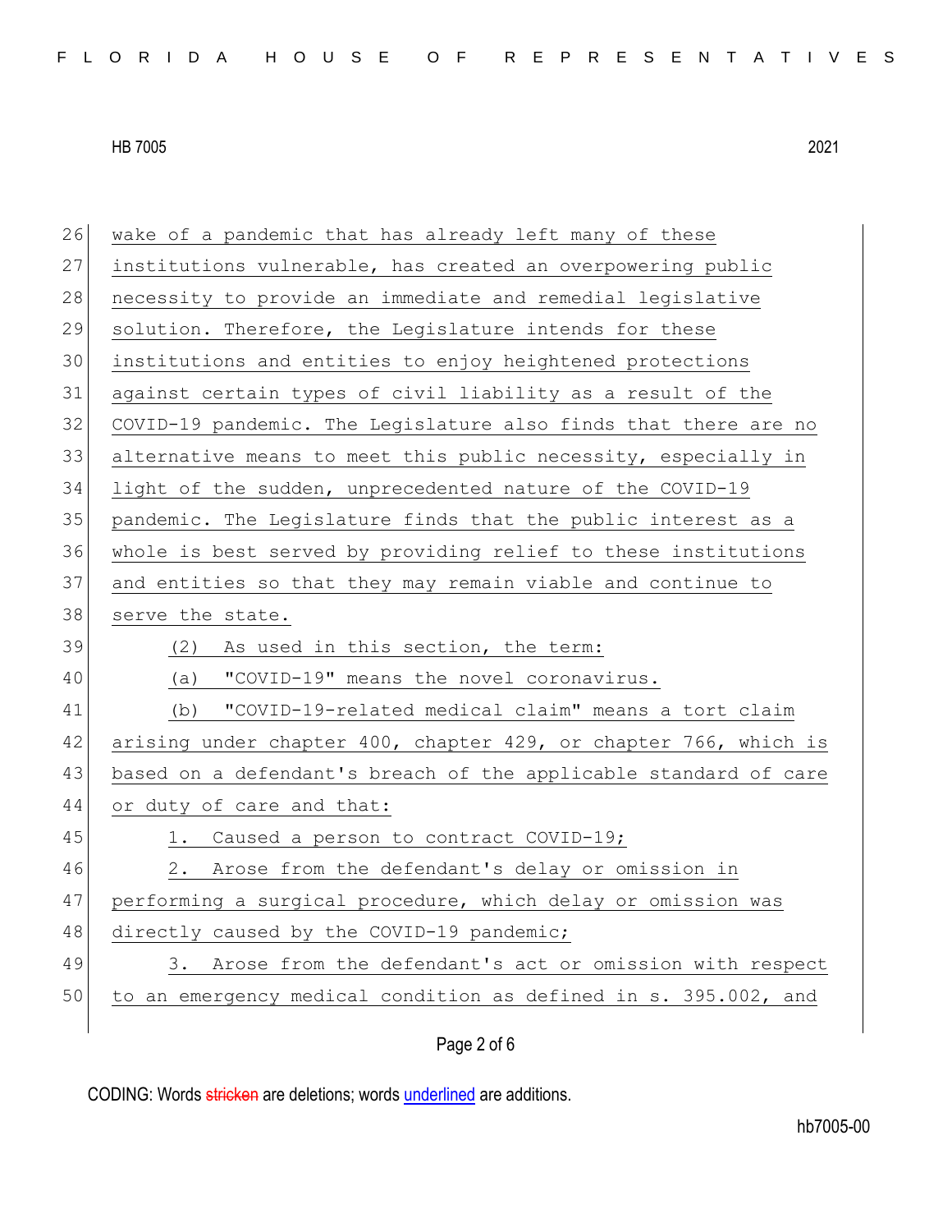wake of a pandemic that has already left many of these institutions vulnerable, has created an overpowering public necessity to provide an immediate and remedial legislative solution. Therefore, the Legislature intends for these institutions and entities to enjoy heightened protections against certain types of civil liability as a result of the COVID-19 pandemic. The Legislature also finds that there are no alternative means to meet this public necessity, especially in light of the sudden, unprecedented nature of the COVID-19 pandemic. The Legislature finds that the public interest as a whole is best served by providing relief to these institutions and entities so that they may remain viable and continue to serve the state.

(2) As used in this section, the term:

(a) "COVID-19" means the novel coronavirus.

(b) "COVID-19-related medical claim" means a tort claim arising under chapter 400, chapter 429, or chapter 766, which is based on a defendant's breach of the applicable standard of care or duty of care and that:

1. Caused a person to contract COVID-19;

2. Arose from the defendant's delay or omission in performing a surgical procedure, which delay or omission was directly caused by the COVID-19 pandemic;

3. Arose from the defendant's act or omission with respect to an emergency medical condition as defined in s. 395.002, and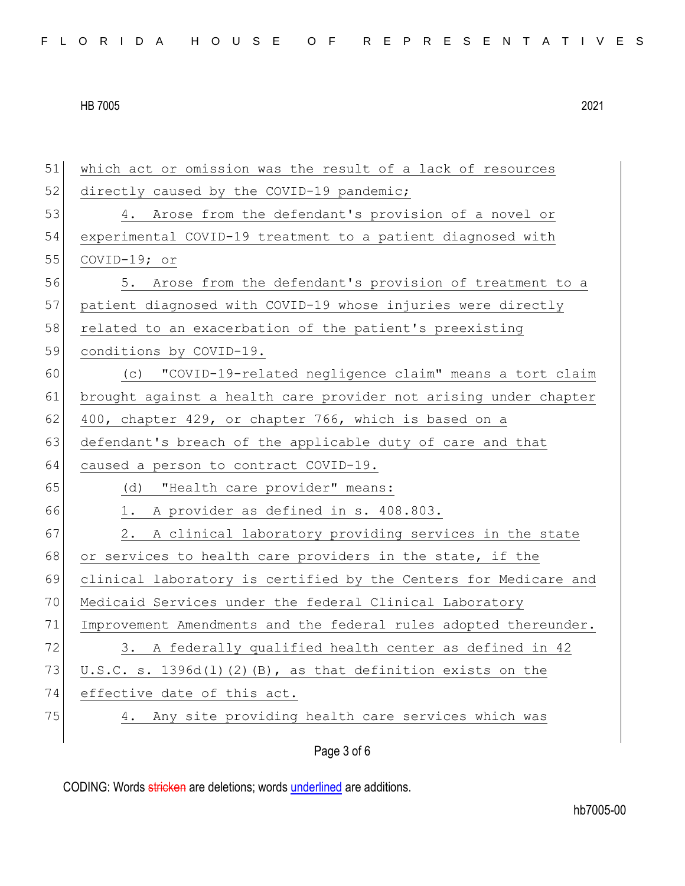which act or omission was the result of a lack of resources directly caused by the COVID-19 pandemic;

4. Arose from the defendant's provision of a novel or experimental COVID-19 treatment to a patient diagnosed with COVID-19; or

5. Arose from the defendant's provision of treatment to a patient diagnosed with COVID-19 whose injuries were directly related to an exacerbation of the patient's preexisting conditions by COVID-19.

(c) "COVID-19-related negligence claim" means a tort claim brought against a health care provider not arising under chapter 400, chapter 429, or chapter 766, which is based on a defendant's breach of the applicable duty of care and that caused a person to contract COVID-19.

(d) "Health care provider" means:

1. A provider as defined in s. 408.803.

2. A clinical laboratory providing services in the state or services to health care providers in the state, if the clinical laboratory is certified by the Centers for Medicare and Medicaid Services under the federal Clinical Laboratory Improvement Amendments and the federal rules adopted thereunder.

3. A federally qualified health center as defined in 42 U.S.C. s. 1396d(l)(2)(B), as that definition exists on the effective date of this act.

4. Any site providing health care services which was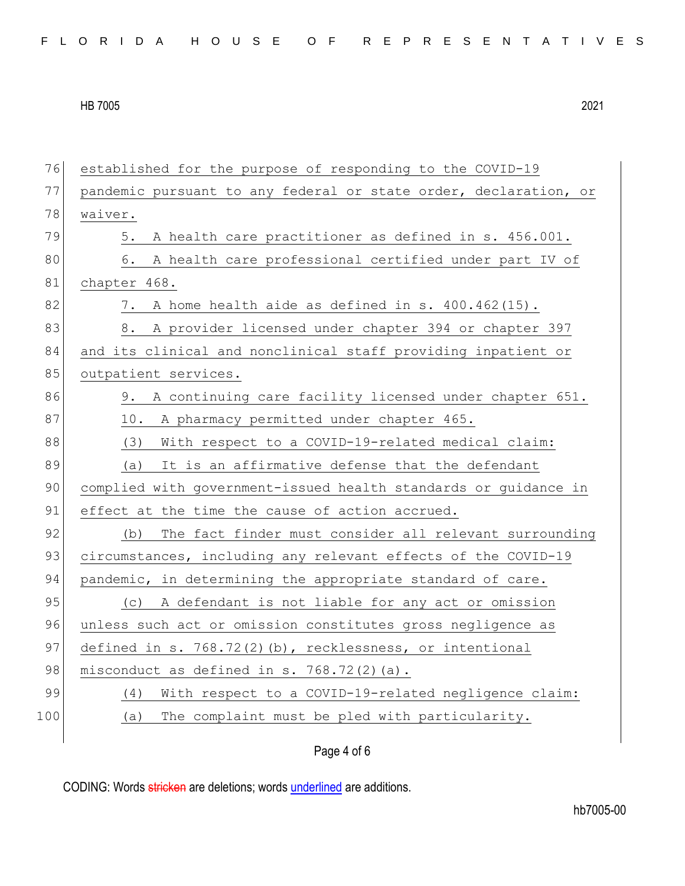established for the purpose of responding to the COVID-19 pandemic pursuant to any federal or state order, declaration, or waiver.

5. A health care practitioner as defined in s. 456.001.

6. A health care professional certified under part IV of chapter 468.

7. A home health aide as defined in s. 400.462(15).

8. A provider licensed under chapter 394 or chapter 397 and its clinical and nonclinical staff providing inpatient or outpatient services.

9. A continuing care facility licensed under chapter 651.

10. A pharmacy permitted under chapter 465.

(3) With respect to a COVID-19-related medical claim:

(a) It is an affirmative defense that the defendant complied with government-issued health standards or guidance in effect at the time the cause of action accrued.

(b) The fact finder must consider all relevant surrounding circumstances, including any relevant effects of the COVID-19 pandemic, in determining the appropriate standard of care.

(c) A defendant is not liable for any act or omission unless such act or omission constitutes gross negligence as defined in s. 768.72(2)(b), recklessness, or intentional misconduct as defined in s. 768.72(2)(a).

(4) With respect to a COVID-19-related negligence claim:

(a) The complaint must be pled with particularity.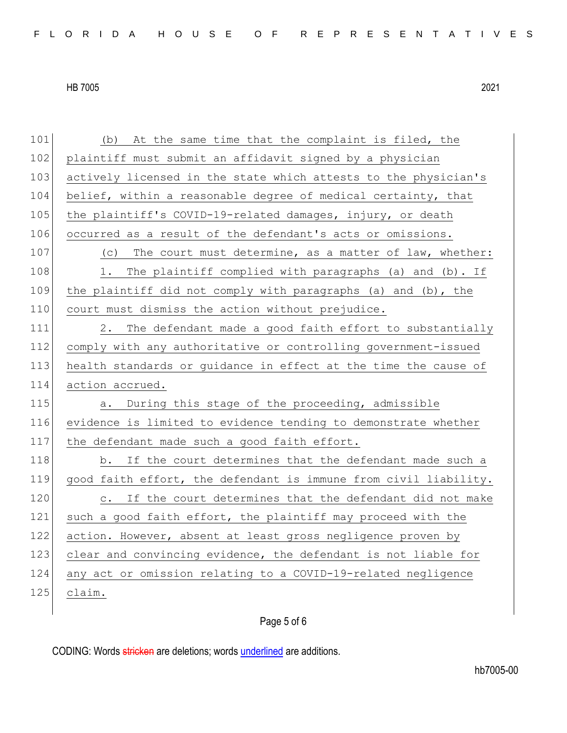(b) At the same time that the complaint is filed, the plaintiff must submit an affidavit signed by a physician actively licensed in the state which attests to the physician's belief, within a reasonable degree of medical certainty, that the plaintiff's COVID-19-related damages, injury, or death occurred as a result of the defendant's acts or omissions.

(c) The court must determine, as a matter of law, whether:

1. The plaintiff complied with paragraphs (a) and (b). If the plaintiff did not comply with paragraphs (a) and (b), the court must dismiss the action without prejudice.

2. The defendant made a good faith effort to substantially comply with any authoritative or controlling government-issued health standards or guidance in effect at the time the cause of action accrued.

a. During this stage of the proceeding, admissible evidence is limited to evidence tending to demonstrate whether the defendant made such a good faith effort.

b. If the court determines that the defendant made such a good faith effort, the defendant is immune from civil liability.

c. If the court determines that the defendant did not make such a good faith effort, the plaintiff may proceed with the action. However, absent at least gross negligence proven by clear and convincing evidence, the defendant is not liable for any act or omission relating to a COVID-19-related negligence claim.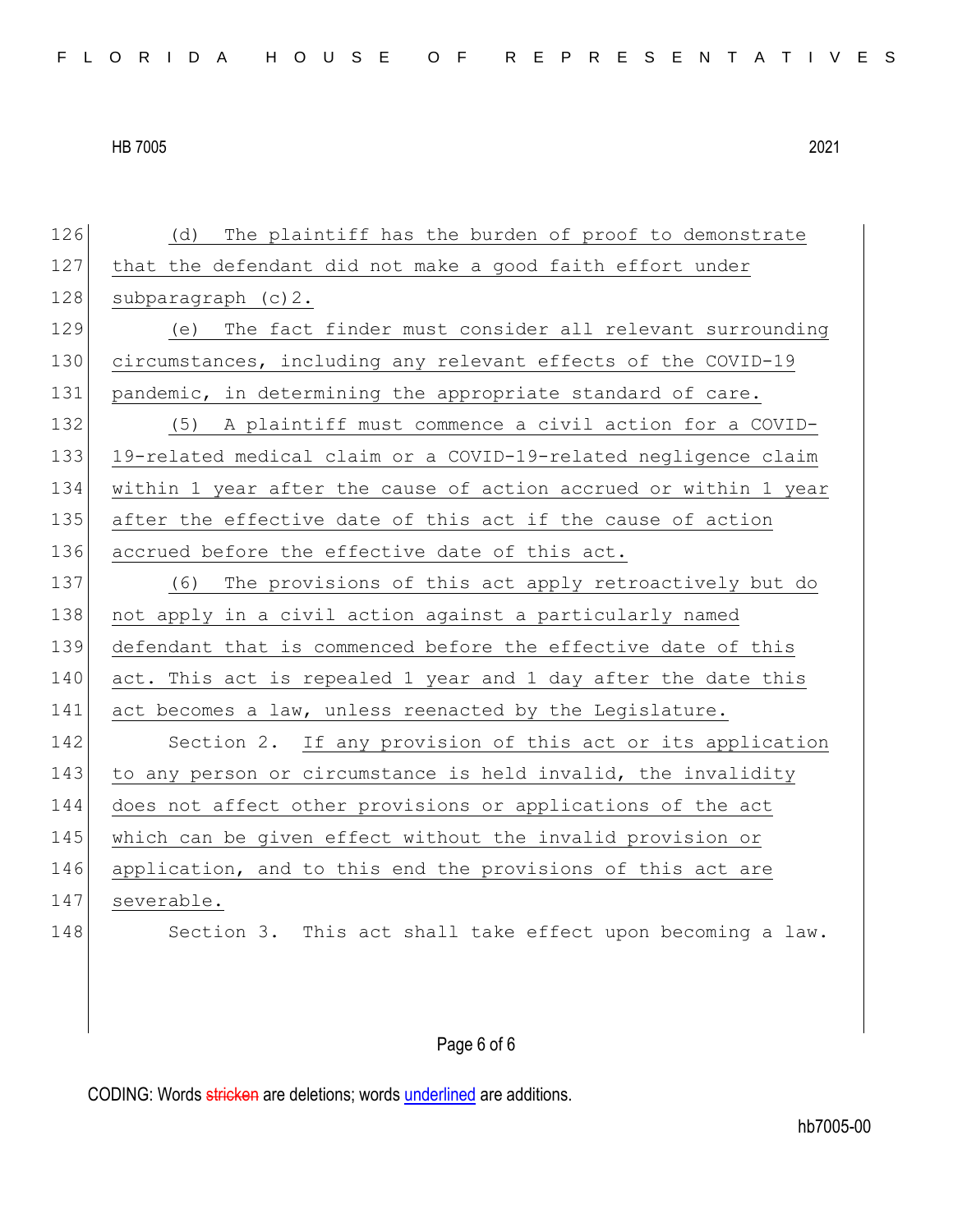(d) The plaintiff has the burden of proof to demonstrate that the defendant did not make a good faith effort under subparagraph (c)2.

(e) The fact finder must consider all relevant surrounding circumstances, including any relevant effects of the COVID-19 pandemic, in determining the appropriate standard of care.

(5) A plaintiff must commence a civil action for a COVID-19-related medical claim or a COVID-19-related negligence claim within 1 year after the cause of action accrued or within 1 year after the effective date of this act if the cause of action accrued before the effective date of this act.

(6) The provisions of this act apply retroactively but do not apply in a civil action against a particularly named defendant that is commenced before the effective date of this act. This act is repealed 1 year and 1 day after the date this act becomes a law, unless reenacted by the Legislature.

Section 2. If any provision of this act or its application to any person or circumstance is held invalid, the invalidity does not affect other provisions or applications of the act which can be given effect without the invalid provision or application, and to this end the provisions of this act are severable.

Section 3. This act shall take effect upon becoming a law.

CODING: Words stricken are deletions; words underlined are additions.